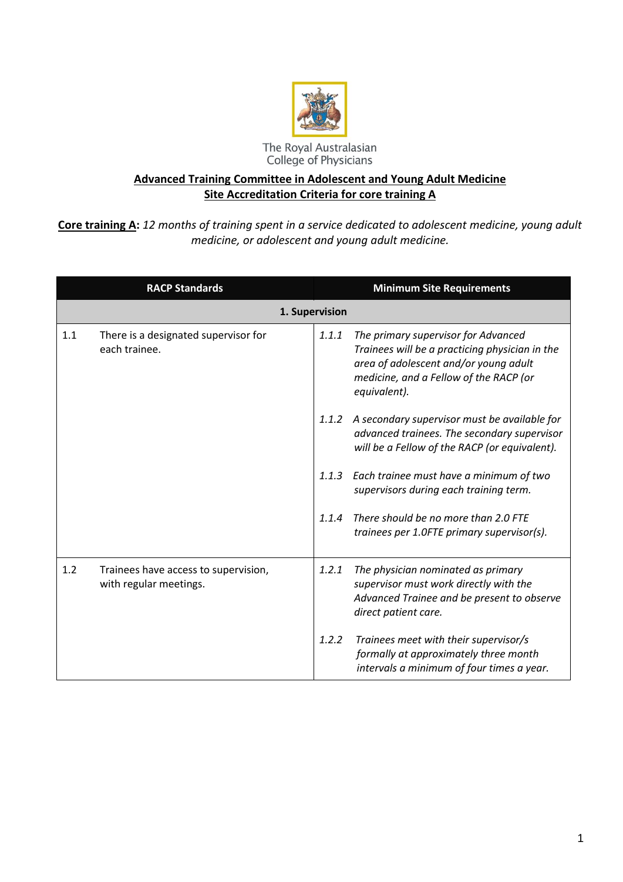The Royal Australasian College of Physicians

**Advanced Training Committee in Adolescent and Young Adult Medicine**
**Site Accreditation Criteria for core training A**

**Core training A:** *12 months of training spent in a service dedicated to adolescent medicine, young adult medicine, or adolescent and young adult medicine.*

| RACP Standards | Minimum Site Requirements |
|---|---|
| **1. Supervision** | |
| 1.1 There is a designated supervisor for each trainee. | *1.1.1 The primary supervisor for Advanced Trainees will be a practicing physician in the area of adolescent and/or young adult medicine, and a Fellow of the RACP (or equivalent).*<br><br>*1.1.2 A secondary supervisor must be available for advanced trainees. The secondary supervisor will be a Fellow of the RACP (or equivalent).*<br><br>*1.1.3 Each trainee must have a minimum of two supervisors during each training term.*<br><br>*1.1.4 There should be no more than 2.0 FTE trainees per 1.0FTE primary supervisor(s).* |
| 1.2 Trainees have access to supervision, with regular meetings. | *1.2.1 The physician nominated as primary supervisor must work directly with the Advanced Trainee and be present to observe direct patient care.*<br><br>*1.2.2 Trainees meet with their supervisor/s formally at approximately three month intervals a minimum of four times a year.* |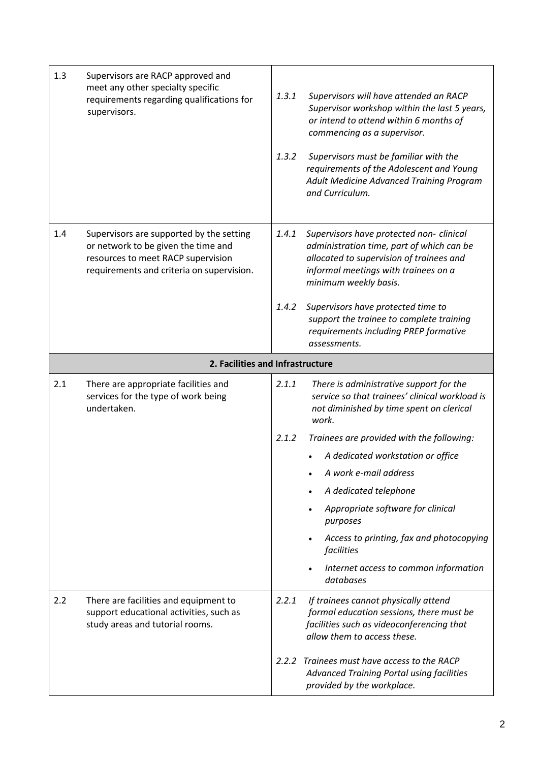| | | |
|---|---|---|
| 1.3 | Supervisors are RACP approved and meet any other specialty specific requirements regarding qualifications for supervisors. | *1.3.1 Supervisors will have attended an RACP Supervisor workshop within the last 5 years, or intend to attend within 6 months of commencing as a supervisor.*<br><br>*1.3.2 Supervisors must be familiar with the requirements of the Adolescent and Young Adult Medicine Advanced Training Program and Curriculum.* |
| 1.4 | Supervisors are supported by the setting or network to be given the time and resources to meet RACP supervision requirements and criteria on supervision. | *1.4.1 Supervisors have protected non- clinical administration time, part of which can be allocated to supervision of trainees and informal meetings with trainees on a minimum weekly basis.*<br><br>*1.4.2 Supervisors have protected time to support the trainee to complete training requirements including PREP formative assessments.* |
| | **2. Facilities and Infrastructure** | |
| 2.1 | There are appropriate facilities and services for the type of work being undertaken. | *2.1.1 There is administrative support for the service so that trainees' clinical workload is not diminished by time spent on clerical work.*<br><br>*2.1.2 Trainees are provided with the following:*<br>• *A dedicated workstation or office*<br>• *A work e-mail address*<br>• *A dedicated telephone*<br>• *Appropriate software for clinical purposes*<br>• *Access to printing, fax and photocopying facilities*<br>• *Internet access to common information databases* |
| 2.2 | There are facilities and equipment to support educational activities, such as study areas and tutorial rooms. | *2.2.1 If trainees cannot physically attend formal education sessions, there must be facilities such as videoconferencing that allow them to access these.*<br><br>*2.2.2 Trainees must have access to the RACP Advanced Training Portal using facilities provided by the workplace.* |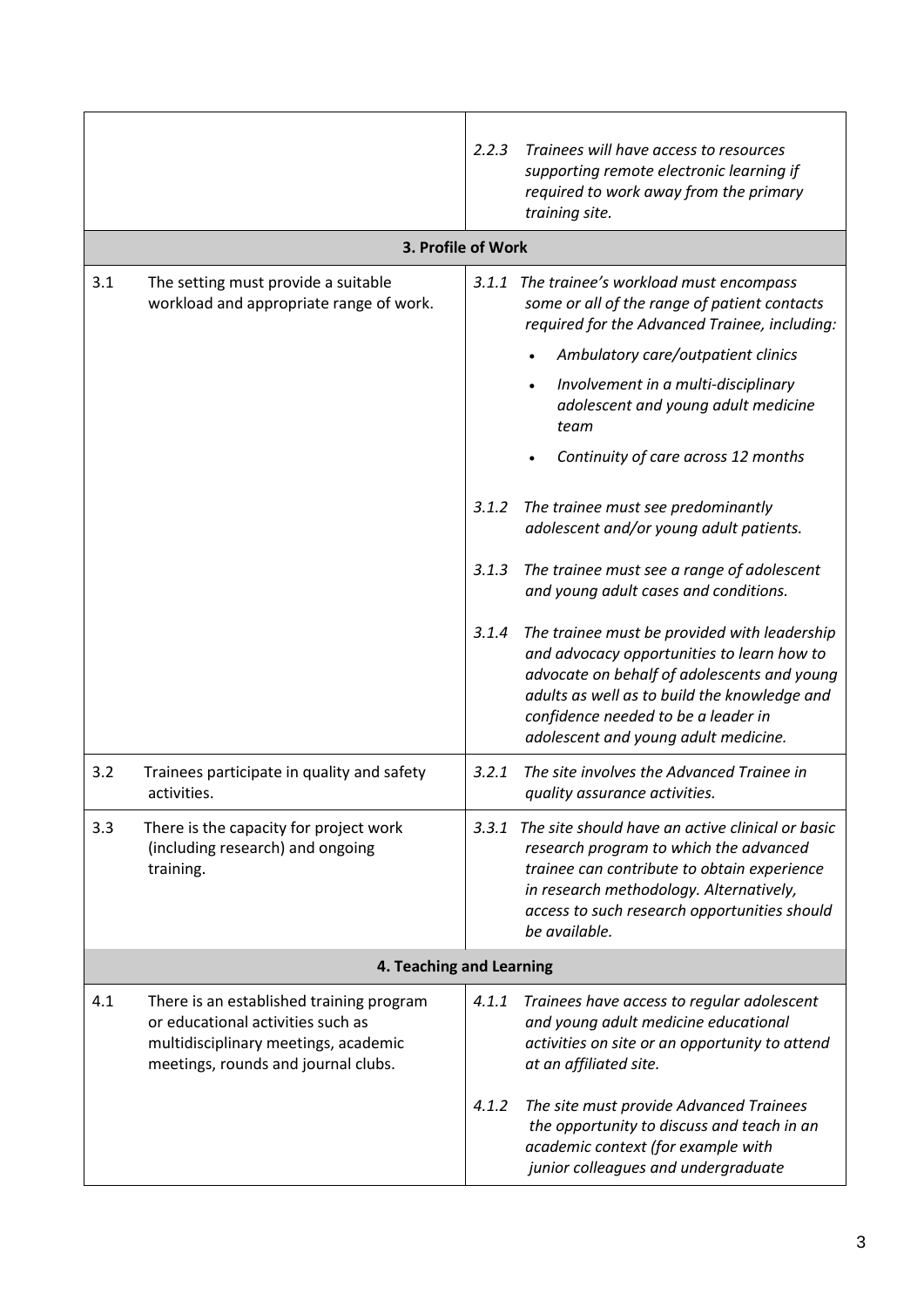| | | |
|---|---|---|
| | | *2.2.3 Trainees will have access to resources supporting remote electronic learning if required to work away from the primary training site.* |
| **3. Profile of Work** | | |
| 3.1 | The setting must provide a suitable workload and appropriate range of work. | *3.1.1 The trainee's workload must encompass some or all of the range of patient contacts required for the Advanced Trainee, including:*<br>• *Ambulatory care/outpatient clinics*<br>• *Involvement in a multi-disciplinary adolescent and young adult medicine team*<br>• *Continuity of care across 12 months*<br><br>*3.1.2 The trainee must see predominantly adolescent and/or young adult patients.*<br><br>*3.1.3 The trainee must see a range of adolescent and young adult cases and conditions.*<br><br>*3.1.4 The trainee must be provided with leadership and advocacy opportunities to learn how to advocate on behalf of adolescents and young adults as well as to build the knowledge and confidence needed to be a leader in adolescent and young adult medicine.* |
| 3.2 | Trainees participate in quality and safety activities. | *3.2.1 The site involves the Advanced Trainee in quality assurance activities.* |
| 3.3 | There is the capacity for project work (including research) and ongoing training. | *3.3.1 The site should have an active clinical or basic research program to which the advanced trainee can contribute to obtain experience in research methodology. Alternatively, access to such research opportunities should be available.* |
| **4. Teaching and Learning** | | |
| 4.1 | There is an established training program or educational activities such as multidisciplinary meetings, academic meetings, rounds and journal clubs. | *4.1.1 Trainees have access to regular adolescent and young adult medicine educational activities on site or an opportunity to attend at an affiliated site.*<br><br>*4.1.2 The site must provide Advanced Trainees the opportunity to discuss and teach in an academic context (for example with junior colleagues and undergraduate* |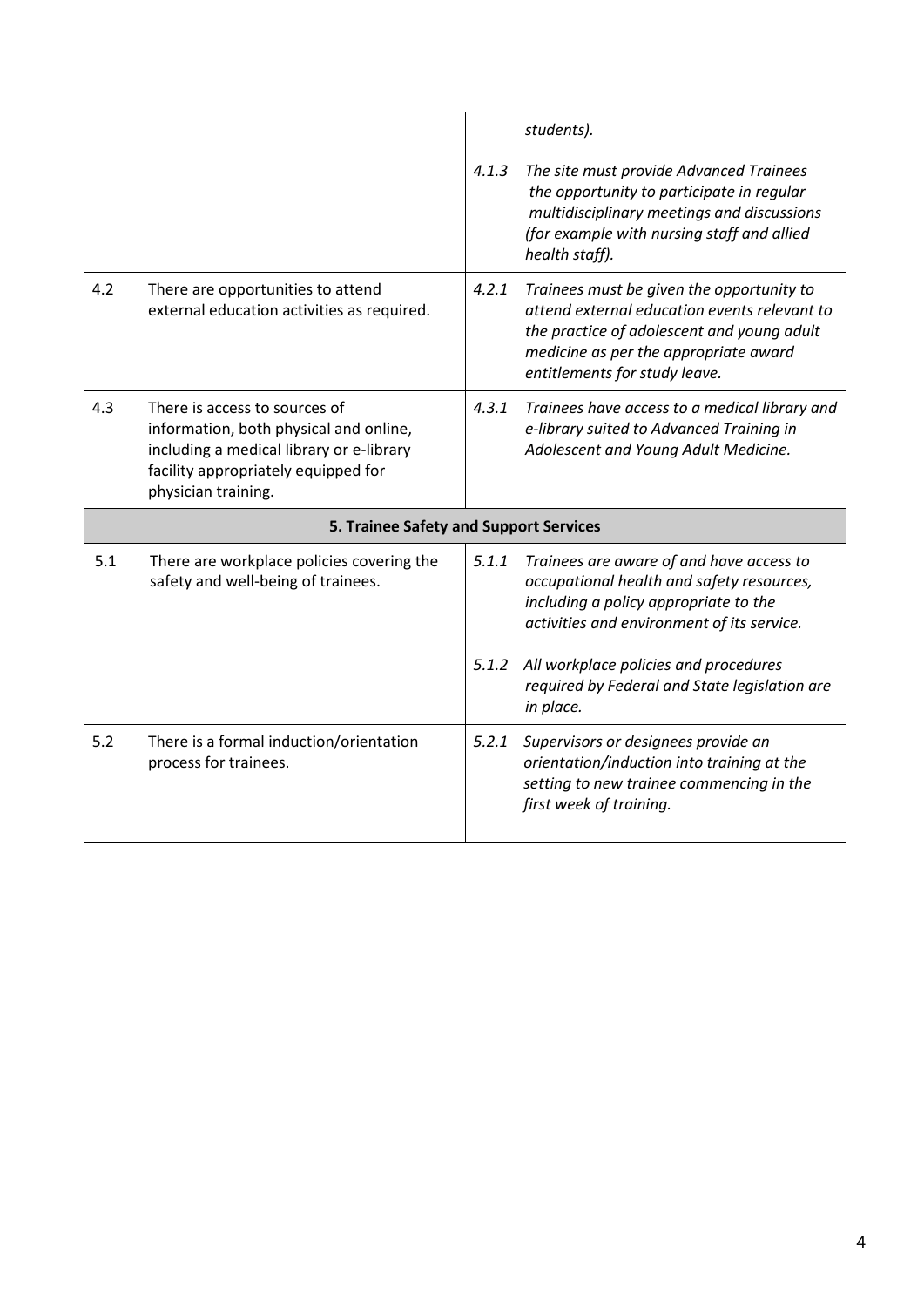| | | | |
|---|---|---|---|
| | | | *students).* |
| | | *4.1.3* | *The site must provide Advanced Trainees the opportunity to participate in regular multidisciplinary meetings and discussions (for example with nursing staff and allied health staff).* |
| 4.2 | There are opportunities to attend external education activities as required. | *4.2.1* | *Trainees must be given the opportunity to attend external education events relevant to the practice of adolescent and young adult medicine as per the appropriate award entitlements for study leave.* |
| 4.3 | There is access to sources of information, both physical and online, including a medical library or e-library facility appropriately equipped for physician training. | *4.3.1* | *Trainees have access to a medical library and e-library suited to Advanced Training in Adolescent and Young Adult Medicine.* |
| **5. Trainee Safety and Support Services** | | | |
| 5.1 | There are workplace policies covering the safety and well-being of trainees. | *5.1.1* | *Trainees are aware of and have access to occupational health and safety resources, including a policy appropriate to the activities and environment of its service.* |
| | | *5.1.2* | *All workplace policies and procedures required by Federal and State legislation are in place.* |
| 5.2 | There is a formal induction/orientation process for trainees. | *5.2.1* | *Supervisors or designees provide an orientation/induction into training at the setting to new trainee commencing in the first week of training.* |